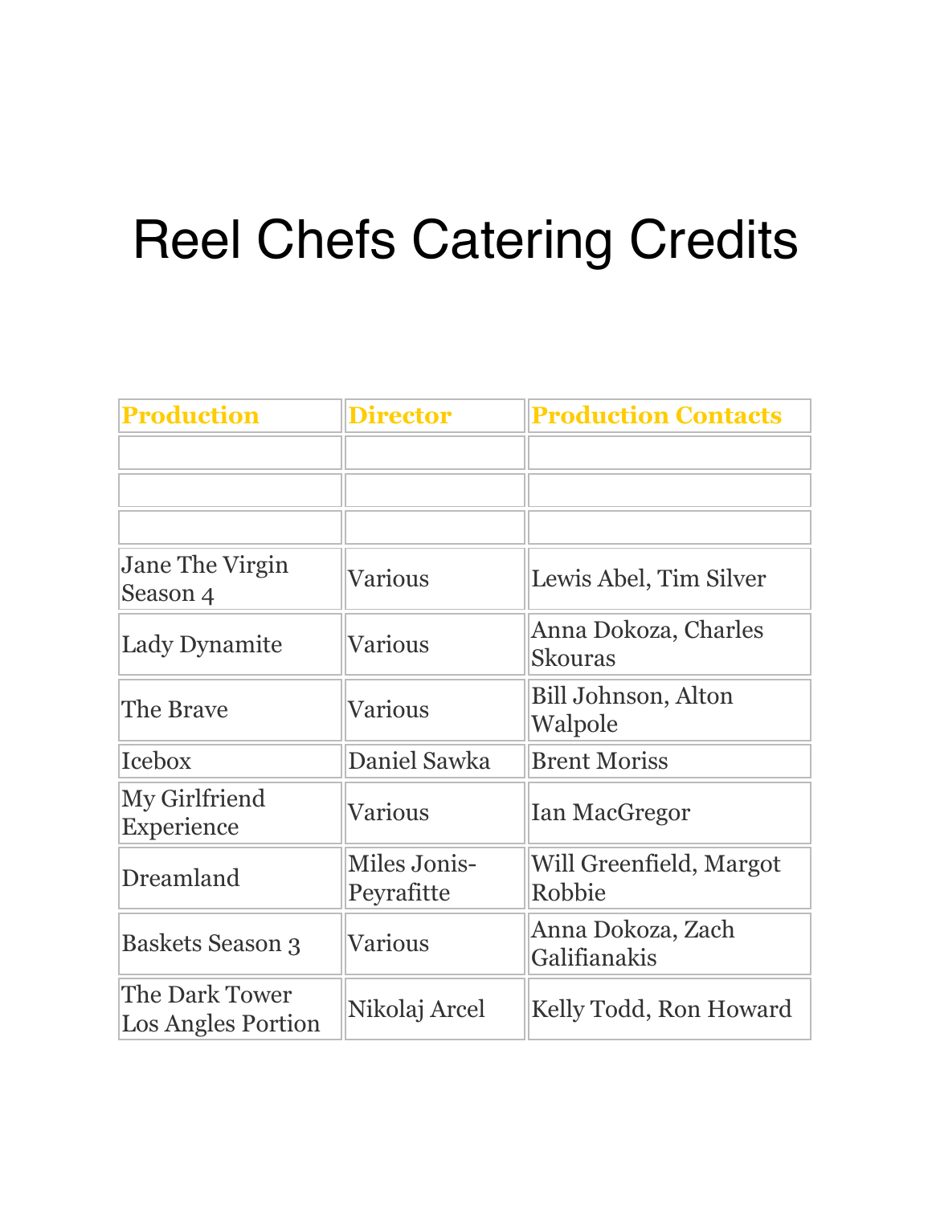# Reel Chefs Catering Credits

| Production | Director | Production Contacts |
| --- | --- | --- |
| | | |
| | | |
| | | |
| Jane The Virgin Season 4 | Various | Lewis Abel, Tim Silver |
| Lady Dynamite | Various | Anna Dokoza, Charles Skouras |
| The Brave | Various | Bill Johnson, Alton Walpole |
| Icebox | Daniel Sawka | Brent Moriss |
| My Girlfriend Experience | Various | Ian MacGregor |
| Dreamland | Miles Jonis-Peyrafitte | Will Greenfield, Margot Robbie |
| Baskets Season 3 | Various | Anna Dokoza, Zach Galifianakis |
| The Dark Tower Los Angles Portion | Nikolaj Arcel | Kelly Todd, Ron Howard |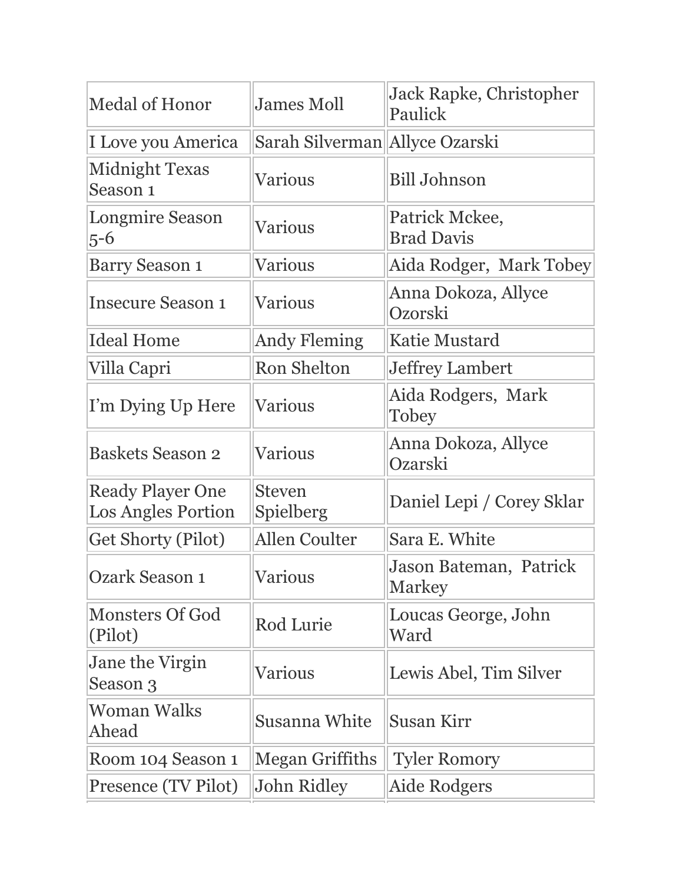| | | |
|---|---|---|
| Medal of Honor | James Moll | Jack Rapke, Christopher Paulick |
| I Love you America | Sarah Silverman | Allyce Ozarski |
| Midnight Texas Season 1 | Various | Bill Johnson |
| Longmire Season 5-6 | Various | Patrick Mckee, Brad Davis |
| Barry Season 1 | Various | Aida Rodger, Mark Tobey |
| Insecure Season 1 | Various | Anna Dokoza, Allyce Ozorski |
| Ideal Home | Andy Fleming | Katie Mustard |
| Villa Capri | Ron Shelton | Jeffrey Lambert |
| I'm Dying Up Here | Various | Aida Rodgers, Mark Tobey |
| Baskets Season 2 | Various | Anna Dokoza, Allyce Ozarski |
| Ready Player One Los Angles Portion | Steven Spielberg | Daniel Lepi / Corey Sklar |
| Get Shorty (Pilot) | Allen Coulter | Sara E. White |
| Ozark Season 1 | Various | Jason Bateman, Patrick Markey |
| Monsters Of God (Pilot) | Rod Lurie | Loucas George, John Ward |
| Jane the Virgin Season 3 | Various | Lewis Abel, Tim Silver |
| Woman Walks Ahead | Susanna White | Susan Kirr |
| Room 104 Season 1 | Megan Griffiths | Tyler Romory |
| Presence (TV Pilot) | John Ridley | Aide Rodgers |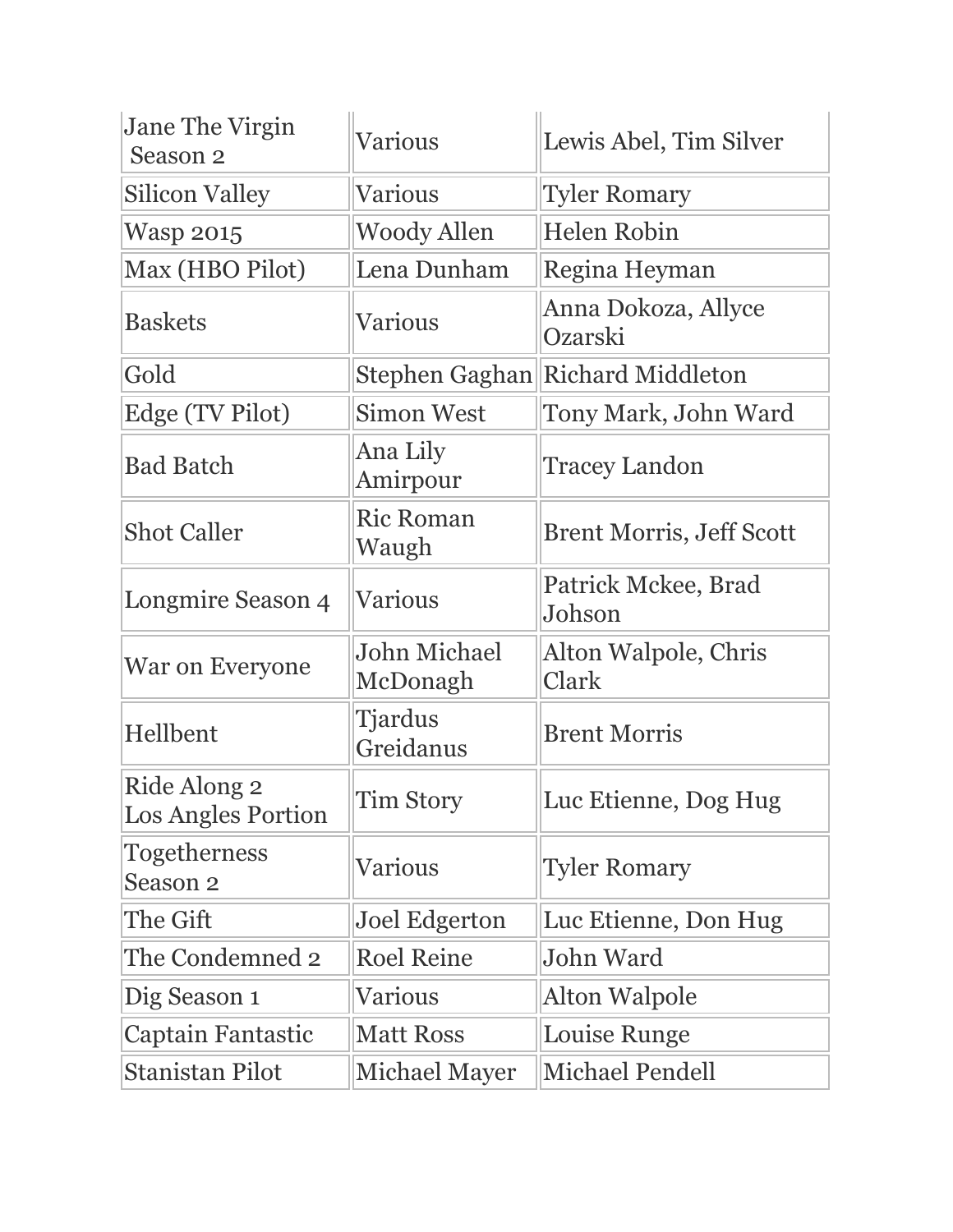| | | |
|---|---|---|
| Jane The Virgin Season 2 | Various | Lewis Abel, Tim Silver |
| Silicon Valley | Various | Tyler Romary |
| Wasp 2015 | Woody Allen | Helen Robin |
| Max (HBO Pilot) | Lena Dunham | Regina Heyman |
| Baskets | Various | Anna Dokoza, Allyce Ozarski |
| Gold | Stephen Gaghan | Richard Middleton |
| Edge (TV Pilot) | Simon West | Tony Mark, John Ward |
| Bad Batch | Ana Lily Amirpour | Tracey Landon |
| Shot Caller | Ric Roman Waugh | Brent Morris, Jeff Scott |
| Longmire Season 4 | Various | Patrick Mckee, Brad Johson |
| War on Everyone | John Michael McDonagh | Alton Walpole, Chris Clark |
| Hellbent | Tjardus Greidanus | Brent Morris |
| Ride Along 2 Los Angles Portion | Tim Story | Luc Etienne, Dog Hug |
| Togetherness Season 2 | Various | Tyler Romary |
| The Gift | Joel Edgerton | Luc Etienne, Don Hug |
| The Condemned 2 | Roel Reine | John Ward |
| Dig Season 1 | Various | Alton Walpole |
| Captain Fantastic | Matt Ross | Louise Runge |
| Stanistan Pilot | Michael Mayer | Michael Pendell |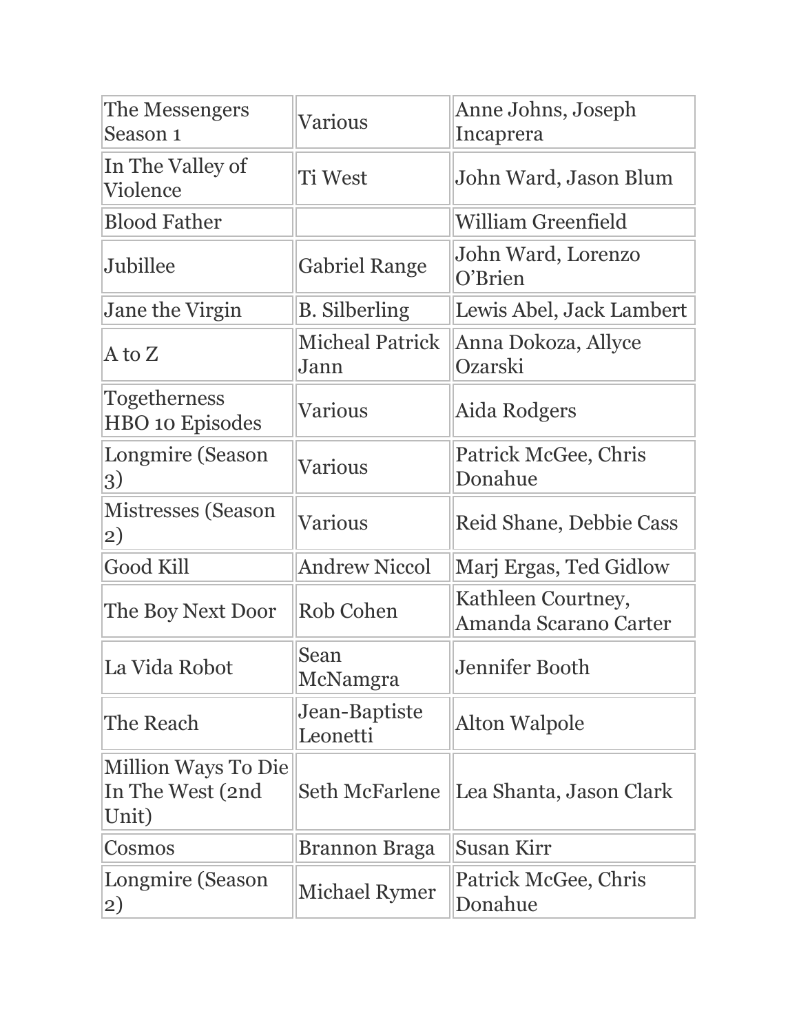| | | |
|---|---|---|
| The Messengers Season 1 | Various | Anne Johns, Joseph Incaprera |
| In The Valley of Violence | Ti West | John Ward, Jason Blum |
| Blood Father | | William Greenfield |
| Jubillee | Gabriel Range | John Ward, Lorenzo O'Brien |
| Jane the Virgin | B. Silberling | Lewis Abel, Jack Lambert |
| A to Z | Micheal Patrick Jann | Anna Dokoza, Allyce Ozarski |
| Togetherness HBO 10 Episodes | Various | Aida Rodgers |
| Longmire (Season 3) | Various | Patrick McGee, Chris Donahue |
| Mistresses (Season 2) | Various | Reid Shane, Debbie Cass |
| Good Kill | Andrew Niccol | Marj Ergas, Ted Gidlow |
| The Boy Next Door | Rob Cohen | Kathleen Courtney, Amanda Scarano Carter |
| La Vida Robot | Sean McNamgra | Jennifer Booth |
| The Reach | Jean-Baptiste Leonetti | Alton Walpole |
| Million Ways To Die In The West (2nd Unit) | Seth McFarlene | Lea Shanta, Jason Clark |
| Cosmos | Brannon Braga | Susan Kirr |
| Longmire (Season 2) | Michael Rymer | Patrick McGee, Chris Donahue |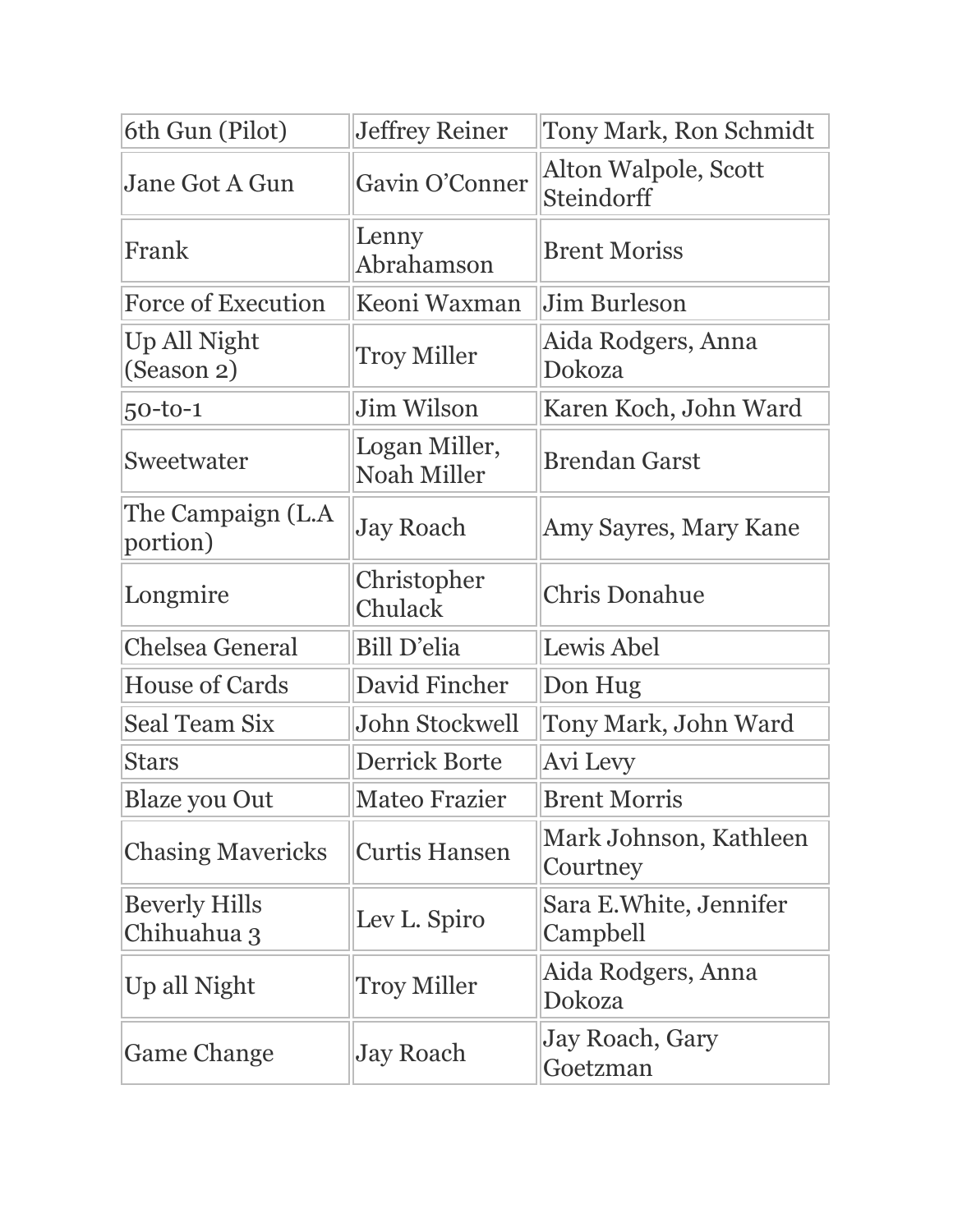| | | |
|---|---|---|
| 6th Gun (Pilot) | Jeffrey Reiner | Tony Mark, Ron Schmidt |
| Jane Got A Gun | Gavin O'Conner | Alton Walpole, Scott Steindorff |
| Frank | Lenny Abrahamson | Brent Moriss |
| Force of Execution | Keoni Waxman | Jim Burleson |
| Up All Night (Season 2) | Troy Miller | Aida Rodgers, Anna Dokoza |
| 50-to-1 | Jim Wilson | Karen Koch, John Ward |
| Sweetwater | Logan Miller, Noah Miller | Brendan Garst |
| The Campaign (L.A portion) | Jay Roach | Amy Sayres, Mary Kane |
| Longmire | Christopher Chulack | Chris Donahue |
| Chelsea General | Bill D'elia | Lewis Abel |
| House of Cards | David Fincher | Don Hug |
| Seal Team Six | John Stockwell | Tony Mark, John Ward |
| Stars | Derrick Borte | Avi Levy |
| Blaze you Out | Mateo Frazier | Brent Morris |
| Chasing Mavericks | Curtis Hansen | Mark Johnson, Kathleen Courtney |
| Beverly Hills Chihuahua 3 | Lev L. Spiro | Sara E.White, Jennifer Campbell |
| Up all Night | Troy Miller | Aida Rodgers, Anna Dokoza |
| Game Change | Jay Roach | Jay Roach, Gary Goetzman |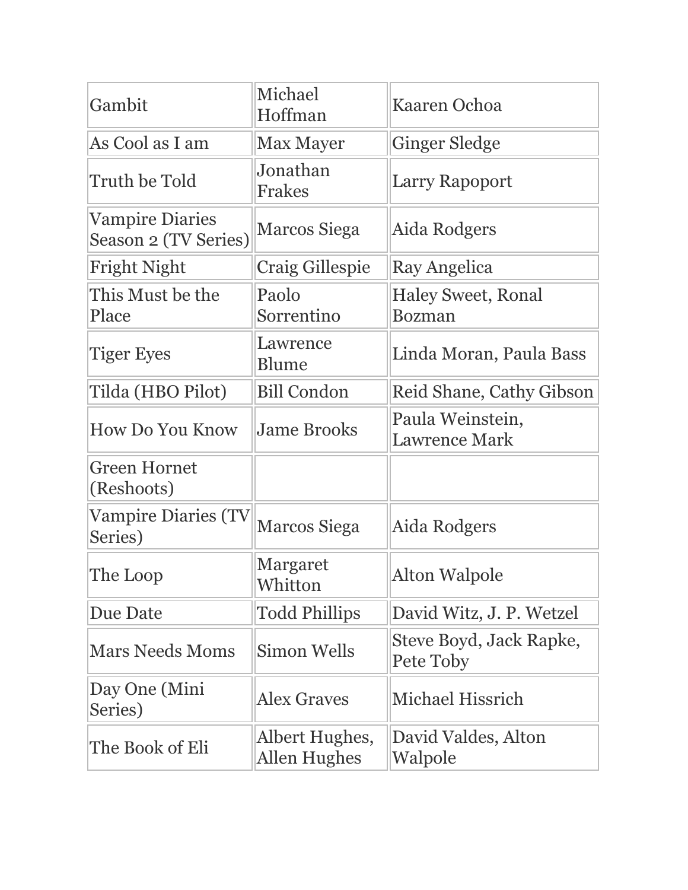| Gambit | Michael Hoffman | Kaaren Ochoa |
|---|---|---|
| As Cool as I am | Max Mayer | Ginger Sledge |
| Truth be Told | Jonathan Frakes | Larry Rapoport |
| Vampire Diaries Season 2 (TV Series) | Marcos Siega | Aida Rodgers |
| Fright Night | Craig Gillespie | Ray Angelica |
| This Must be the Place | Paolo Sorrentino | Haley Sweet, Ronal Bozman |
| Tiger Eyes | Lawrence Blume | Linda Moran, Paula Bass |
| Tilda (HBO Pilot) | Bill Condon | Reid Shane, Cathy Gibson |
| How Do You Know | Jame Brooks | Paula Weinstein, Lawrence Mark |
| Green Hornet (Reshoots) | | |
| Vampire Diaries (TV Series) | Marcos Siega | Aida Rodgers |
| The Loop | Margaret Whitton | Alton Walpole |
| Due Date | Todd Phillips | David Witz, J. P. Wetzel |
| Mars Needs Moms | Simon Wells | Steve Boyd, Jack Rapke, Pete Toby |
| Day One (Mini Series) | Alex Graves | Michael Hissrich |
| The Book of Eli | Albert Hughes, Allen Hughes | David Valdes, Alton Walpole |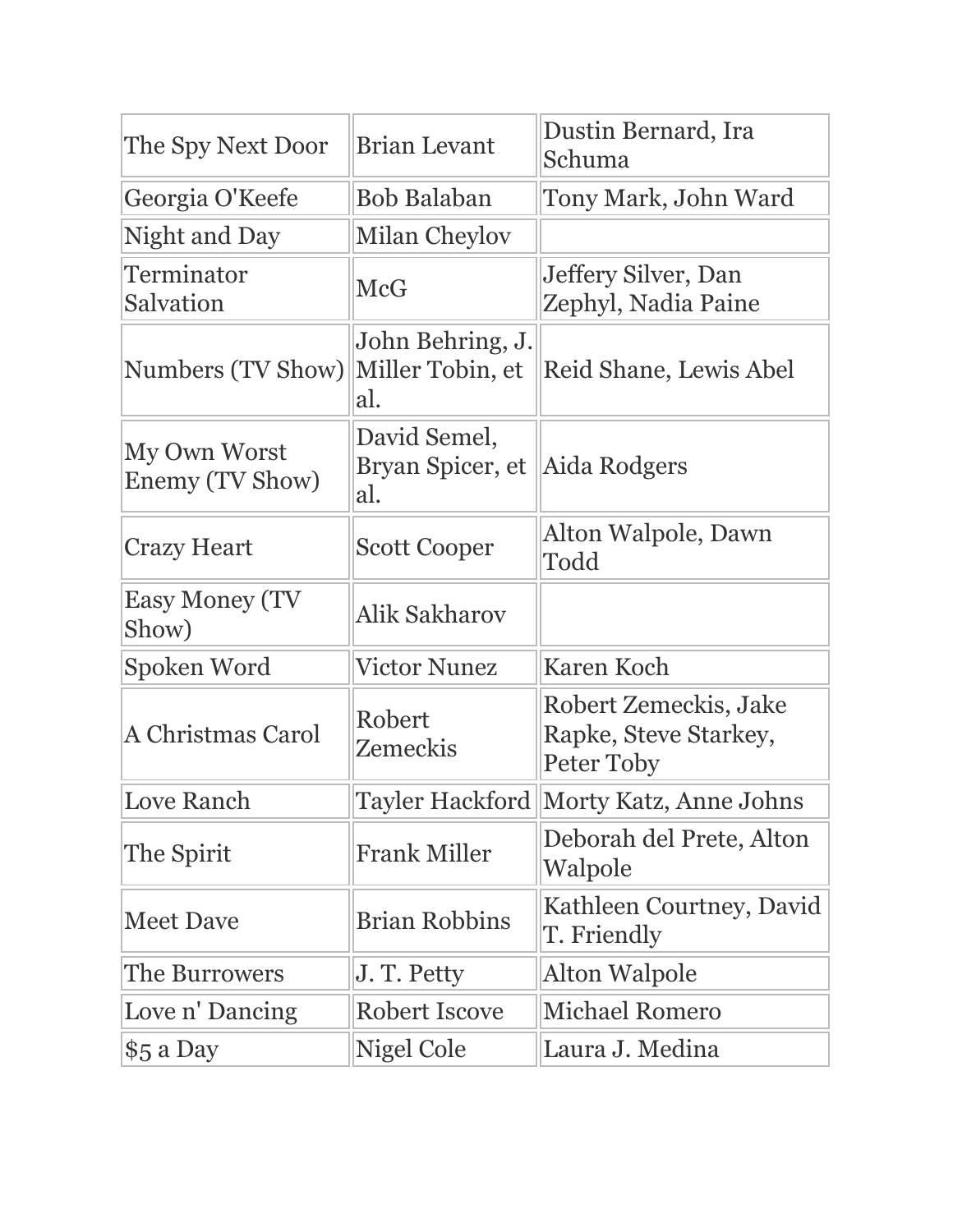| The Spy Next Door | Brian Levant | Dustin Bernard, Ira Schuma |
|---|---|---|
| Georgia O'Keefe | Bob Balaban | Tony Mark, John Ward |
| Night and Day | Milan Cheylov | |
| Terminator Salvation | McG | Jeffery Silver, Dan Zephyl, Nadia Paine |
| Numbers (TV Show) | John Behring, J. Miller Tobin, et al. | Reid Shane, Lewis Abel |
| My Own Worst Enemy (TV Show) | David Semel, Bryan Spicer, et al. | Aida Rodgers |
| Crazy Heart | Scott Cooper | Alton Walpole, Dawn Todd |
| Easy Money (TV Show) | Alik Sakharov | |
| Spoken Word | Victor Nunez | Karen Koch |
| A Christmas Carol | Robert Zemeckis | Robert Zemeckis, Jake Rapke, Steve Starkey, Peter Toby |
| Love Ranch | Tayler Hackford | Morty Katz, Anne Johns |
| The Spirit | Frank Miller | Deborah del Prete, Alton Walpole |
| Meet Dave | Brian Robbins | Kathleen Courtney, David T. Friendly |
| The Burrowers | J. T. Petty | Alton Walpole |
| Love n' Dancing | Robert Iscove | Michael Romero |
| $5 a Day | Nigel Cole | Laura J. Medina |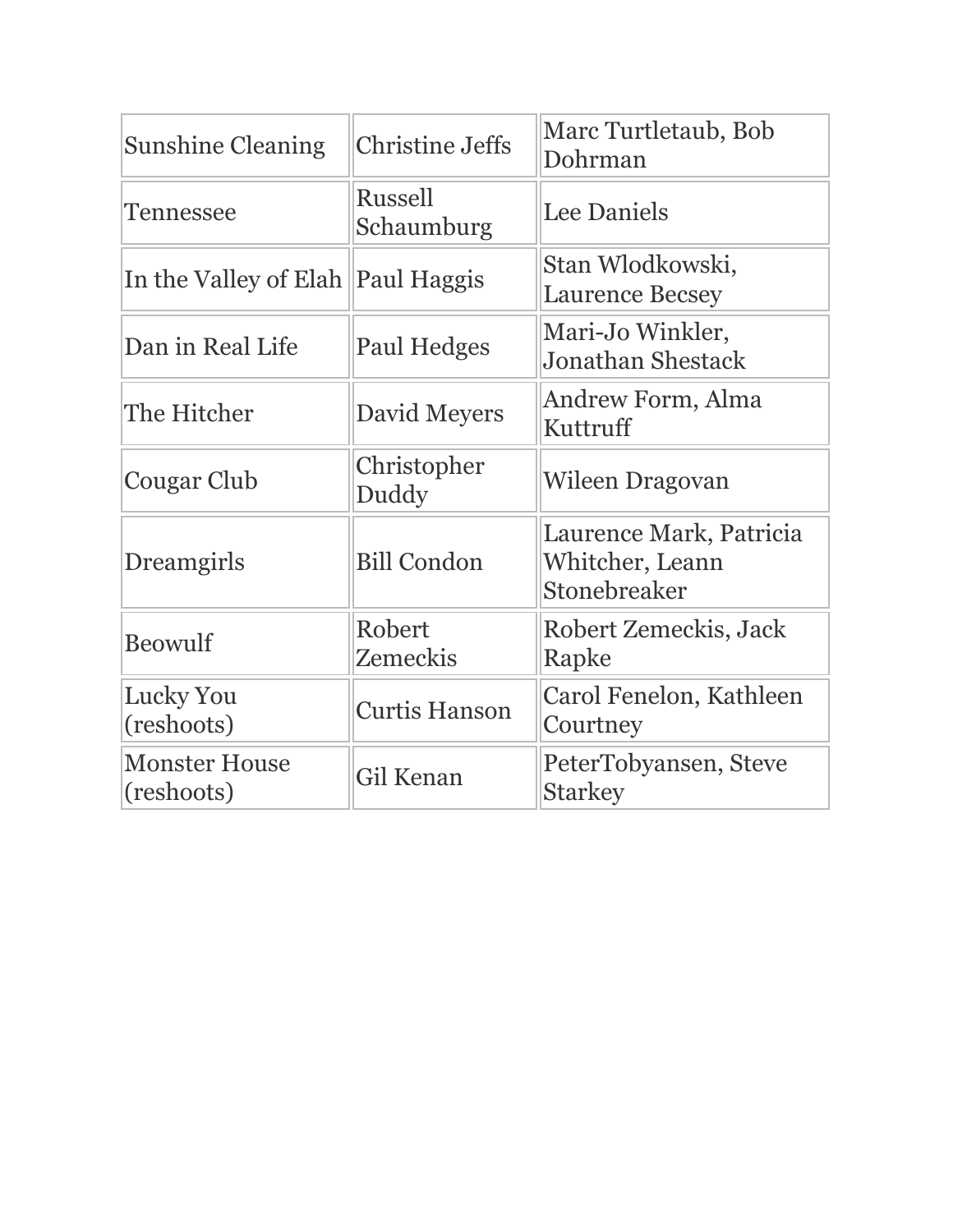| | | |
|---|---|---|
| Sunshine Cleaning | Christine Jeffs | Marc Turtletaub, Bob Dohrman |
| Tennessee | Russell Schaumburg | Lee Daniels |
| In the Valley of Elah | Paul Haggis | Stan Wlodkowski, Laurence Becsey |
| Dan in Real Life | Paul Hedges | Mari-Jo Winkler, Jonathan Shestack |
| The Hitcher | David Meyers | Andrew Form, Alma Kuttruff |
| Cougar Club | Christopher Duddy | Wileen Dragovan |
| Dreamgirls | Bill Condon | Laurence Mark, Patricia Whitcher, Leann Stonebreaker |
| Beowulf | Robert Zemeckis | Robert Zemeckis, Jack Rapke |
| Lucky You (reshoots) | Curtis Hanson | Carol Fenelon, Kathleen Courtney |
| Monster House (reshoots) | Gil Kenan | PeterTobyansen, Steve Starkey |